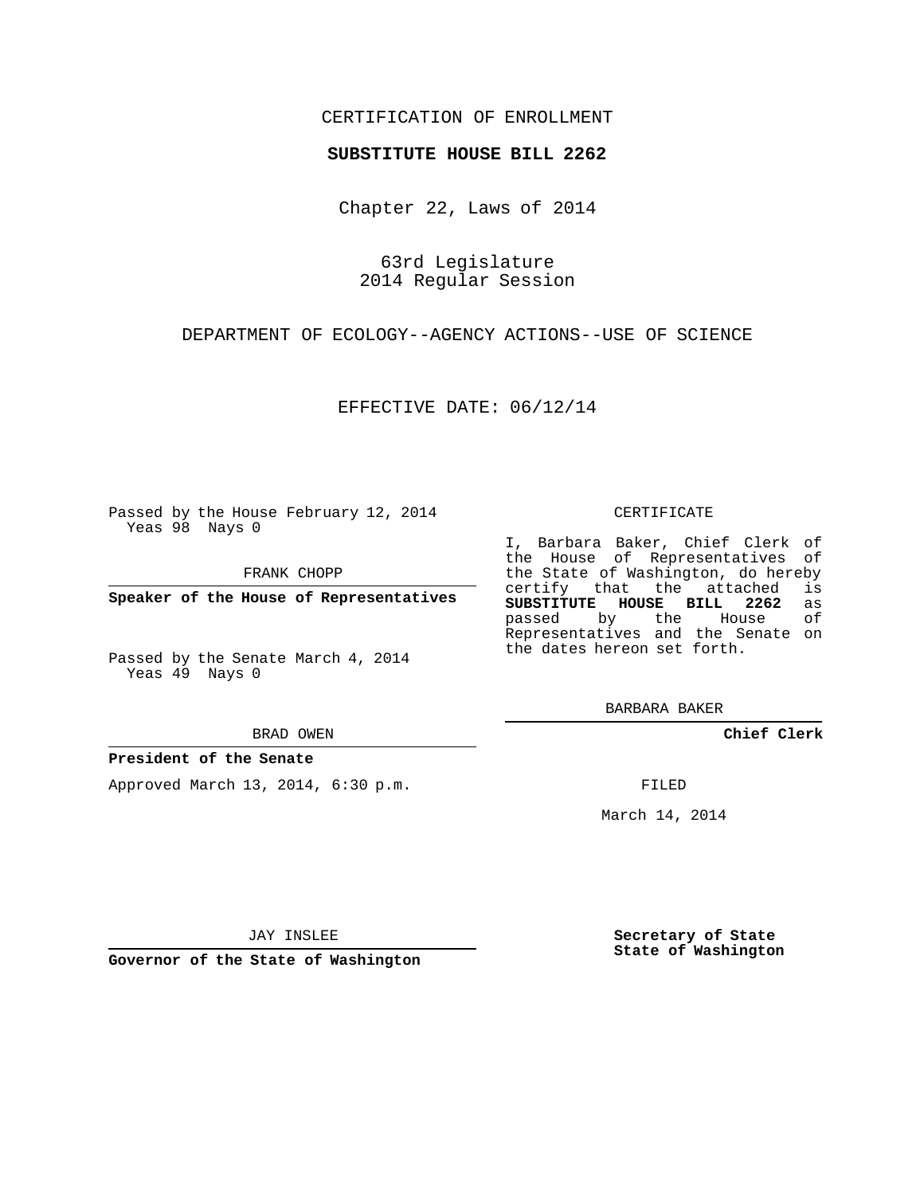CERTIFICATION OF ENROLLMENT

**SUBSTITUTE HOUSE BILL 2262**

Chapter 22, Laws of 2014

63rd Legislature
2014 Regular Session

DEPARTMENT OF ECOLOGY--AGENCY ACTIONS--USE OF SCIENCE

EFFECTIVE DATE: 06/12/14

Passed by the House February 12, 2014
Yeas 98 Nays 0

FRANK CHOPP

**Speaker of the House of Representatives**

Passed by the Senate March 4, 2014
Yeas 49 Nays 0

BRAD OWEN

**President of the Senate**

Approved March 13, 2014, 6:30 p.m.

JAY INSLEE

**Governor of the State of Washington**

CERTIFICATE

I, Barbara Baker, Chief Clerk of the House of Representatives of the State of Washington, do hereby certify that the attached is **SUBSTITUTE HOUSE BILL 2262** as passed by the House of Representatives and the Senate on the dates hereon set forth.

BARBARA BAKER

**Chief Clerk**

FILED

March 14, 2014

**Secretary of State**
**State of Washington**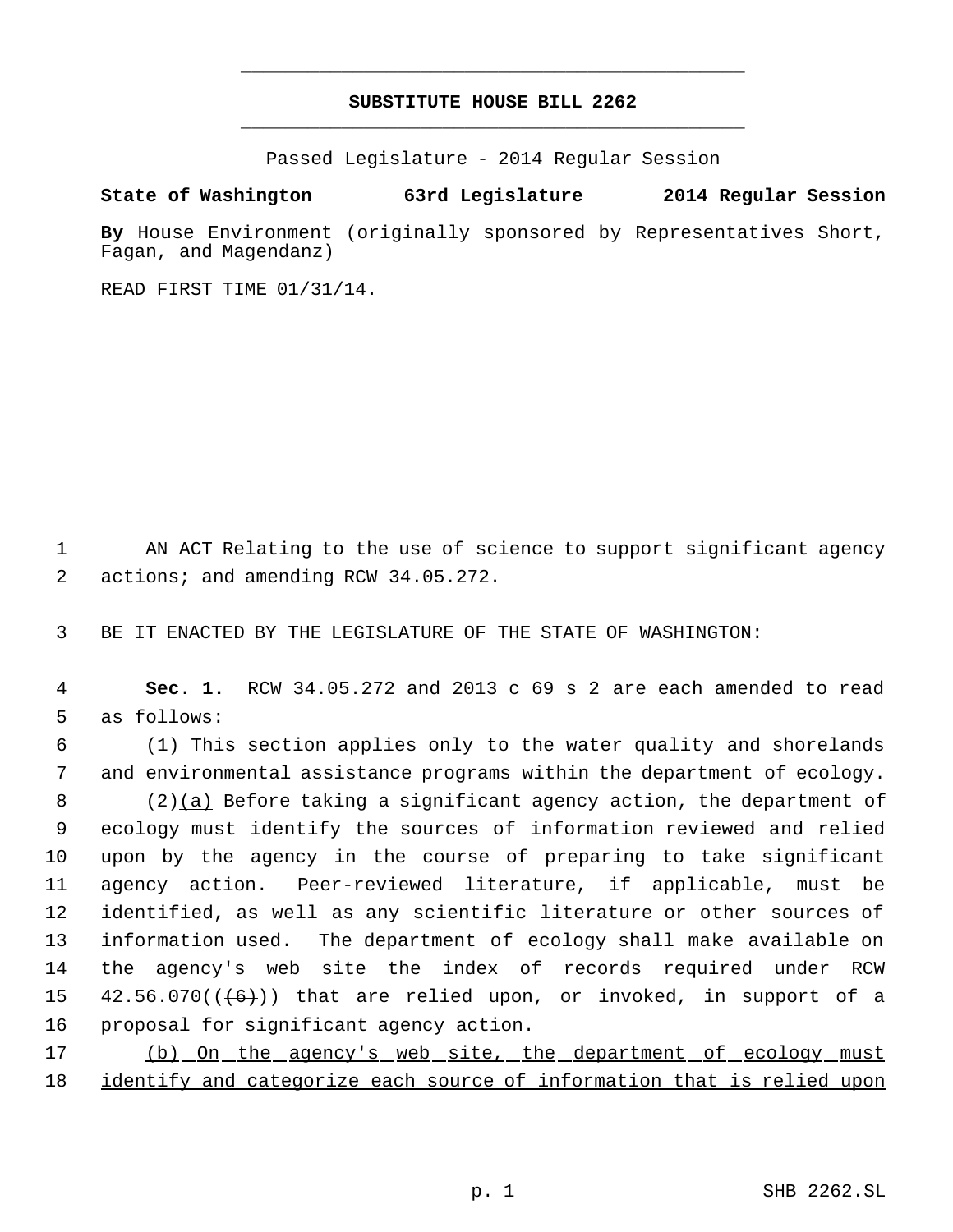# SUBSTITUTE HOUSE BILL 2262

Passed Legislature - 2014 Regular Session

**State of Washington 63rd Legislature 2014 Regular Session**

**By** House Environment (originally sponsored by Representatives Short, Fagan, and Magendanz)

READ FIRST TIME 01/31/14.

AN ACT Relating to the use of science to support significant agency actions; and amending RCW 34.05.272.

BE IT ENACTED BY THE LEGISLATURE OF THE STATE OF WASHINGTON:

**Sec. 1.** RCW 34.05.272 and 2013 c 69 s 2 are each amended to read as follows:

(1) This section applies only to the water quality and shorelands and environmental assistance programs within the department of ecology.

(2)(a) Before taking a significant agency action, the department of ecology must identify the sources of information reviewed and relied upon by the agency in the course of preparing to take significant agency action. Peer-reviewed literature, if applicable, must be identified, as well as any scientific literature or other sources of information used. The department of ecology shall make available on the agency's web site the index of records required under RCW 42.56.070((~~(6)~~)) that are relied upon, or invoked, in support of a proposal for significant agency action.

(b) On the agency's web site, the department of ecology must identify and categorize each source of information that is relied upon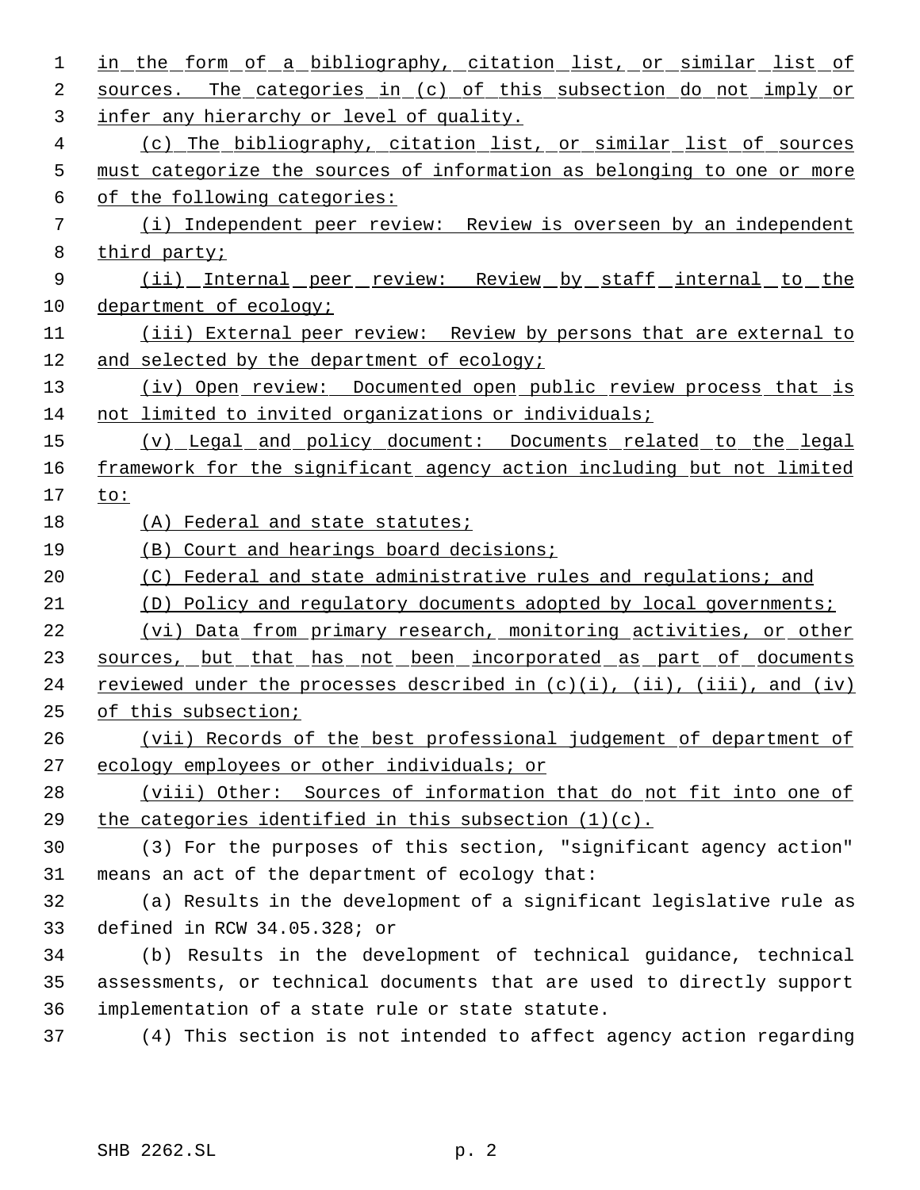in the form of a bibliography, citation list, or similar list of sources. The categories in (c) of this subsection do not imply or infer any hierarchy or level of quality.

(c) The bibliography, citation list, or similar list of sources must categorize the sources of information as belonging to one or more of the following categories:

(i) Independent peer review: Review is overseen by an independent third party;

(ii) Internal peer review: Review by staff internal to the department of ecology;

(iii) External peer review: Review by persons that are external to and selected by the department of ecology;

(iv) Open review: Documented open public review process that is not limited to invited organizations or individuals;

(v) Legal and policy document: Documents related to the legal framework for the significant agency action including but not limited to:

(A) Federal and state statutes;

(B) Court and hearings board decisions;

(C) Federal and state administrative rules and regulations; and

(D) Policy and regulatory documents adopted by local governments;

(vi) Data from primary research, monitoring activities, or other sources, but that has not been incorporated as part of documents reviewed under the processes described in (c)(i), (ii), (iii), and (iv) of this subsection;

(vii) Records of the best professional judgement of department of ecology employees or other individuals; or

(viii) Other: Sources of information that do not fit into one of the categories identified in this subsection (1)(c).

(3) For the purposes of this section, "significant agency action" means an act of the department of ecology that:

(a) Results in the development of a significant legislative rule as defined in RCW 34.05.328; or

(b) Results in the development of technical guidance, technical assessments, or technical documents that are used to directly support implementation of a state rule or state statute.

(4) This section is not intended to affect agency action regarding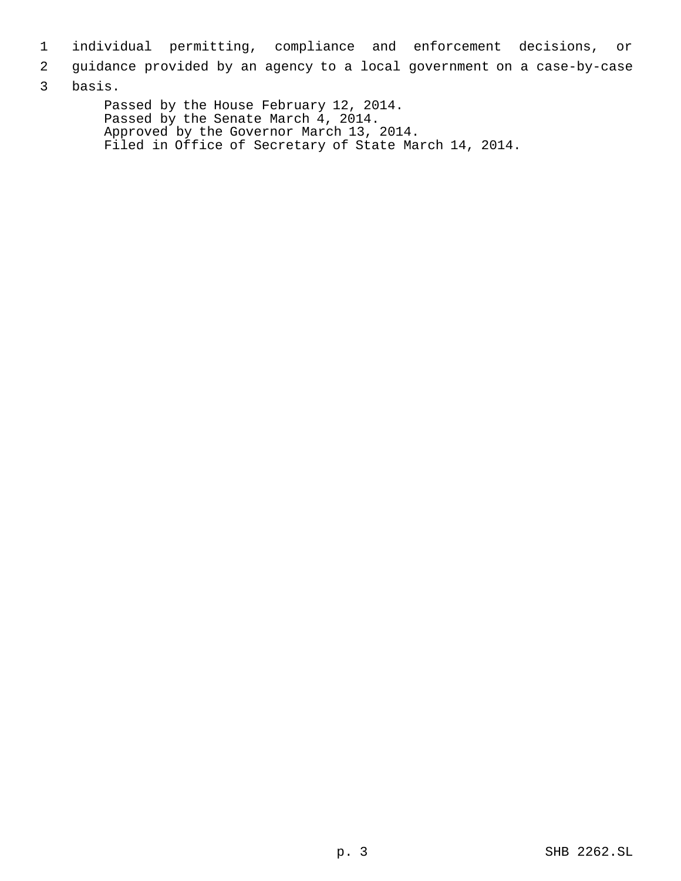individual permitting, compliance and enforcement decisions, or guidance provided by an agency to a local government on a case-by-case basis.

Passed by the House February 12, 2014.
Passed by the Senate March 4, 2014.
Approved by the Governor March 13, 2014.
Filed in Office of Secretary of State March 14, 2014.